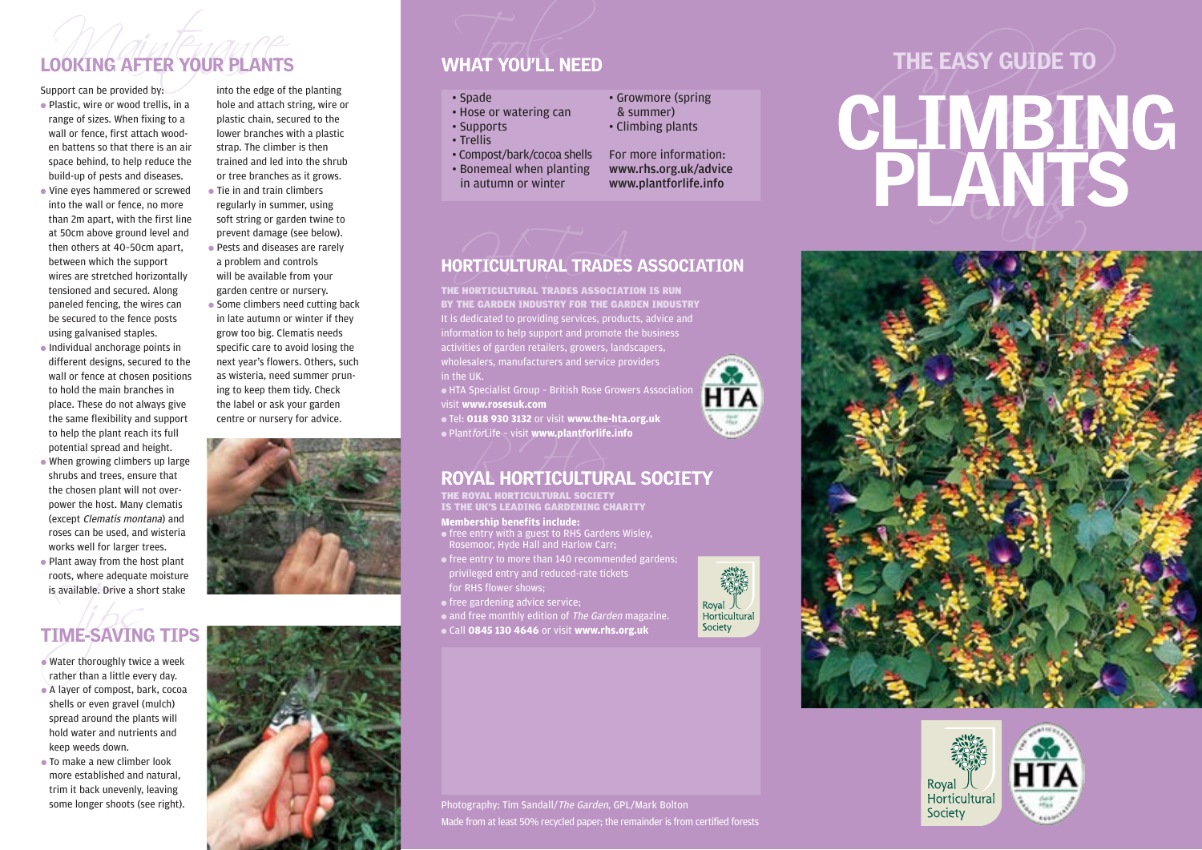## LOOKING AFTER YOUR PLANTS

Support can be provided by:

- Plastic, wire or wood trellis, in a range of sizes. When fixing to a wall or fence, first attach wooden battens so that there is an air space behind, to help reduce the build-up of pests and diseases.
- Vine eyes hammered or screwed into the wall or fence, no more than 2m apart, with the first line at 50cm above ground level and then others at 40–50cm apart, between which the support wires are stretched horizontally tensioned and secured. Along paneled fencing, the wires can be secured to the fence posts using galvanised staples.
- Individual anchorage points in different designs, secured to the wall or fence at chosen positions to hold the main branches in place. These do not always give the same flexibility and support to help the plant reach its full potential spread and height.
- When growing climbers up large shrubs and trees, ensure that the chosen plant will not overpower the host. Many clematis (except *Clematis montana*) and roses can be used, and wisteria works well for larger trees.
- Plant away from the host plant roots, where adequate moisture is available. Drive a short stake into the edge of the planting hole and attach string, wire or plastic chain, secured to the lower branches with a plastic strap. The climber is then trained and led into the shrub or tree branches as it grows.
- Tie in and train climbers regularly in summer, using soft string or garden twine to prevent damage (see below).
- Pests and diseases are rarely a problem and controls will be available from your garden centre or nursery.
- Some climbers need cutting back in late autumn or winter if they grow too big. Clematis needs specific care to avoid losing the next year's flowers. Others, such as wisteria, need summer pruning to keep them tidy. Check the label or ask your garden centre or nursery for advice.

## TIME-SAVING TIPS

- Water thoroughly twice a week rather than a little every day.
- A layer of compost, bark, cocoa shells or even gravel (mulch) spread around the plants will hold water and nutrients and keep weeds down.
- To make a new climber look more established and natural, trim it back unevenly, leaving some longer shoots (see right).

## WHAT YOU'LL NEED

- Spade
- Hose or watering can
- Supports
- Trellis
- Compost/bark/cocoa shells
- Bonemeal when planting in autumn or winter
- Growmore (spring & summer)
- Climbing plants

For more information:
**www.rhs.org.uk/advice**
**www.plantforlife.info**

## HORTICULTURAL TRADES ASSOCIATION

**THE HORTICULTURAL TRADES ASSOCIATION IS RUN BY THE GARDEN INDUSTRY FOR THE GARDEN INDUSTRY**

It is dedicated to providing services, products, advice and information to help support and promote the business activities of garden retailers, growers, landscapers, wholesalers, manufacturers and service providers in the UK.

- HTA Specialist Group – British Rose Growers Association visit **www.rosesuk.com**
- Tel: **0118 930 3132** or visit **www.the-hta.org.uk**
- Plant*for*Life – visit **www.plantforlife.info**

## ROYAL HORTICULTURAL SOCIETY

**THE ROYAL HORTICULTURAL SOCIETY IS THE UK'S LEADING GARDENING CHARITY**

**Membership benefits include:**

- free entry with a guest to RHS Gardens Wisley, Rosemoor, Hyde Hall and Harlow Carr;
- free entry to more than 140 recommended gardens; privileged entry and reduced-rate tickets for RHS flower shows;
- free gardening advice service;
- and free monthly edition of *The Garden* magazine.
- Call **0845 130 4646** or visit **www.rhs.org.uk**

Photography: Tim Sandall/*The Garden*, GPL/Mark Bolton
Made from at least 50% recycled paper; the remainder is from certified forests

# THE EASY GUIDE TO CLIMBING PLANTS

Royal Horticultural Society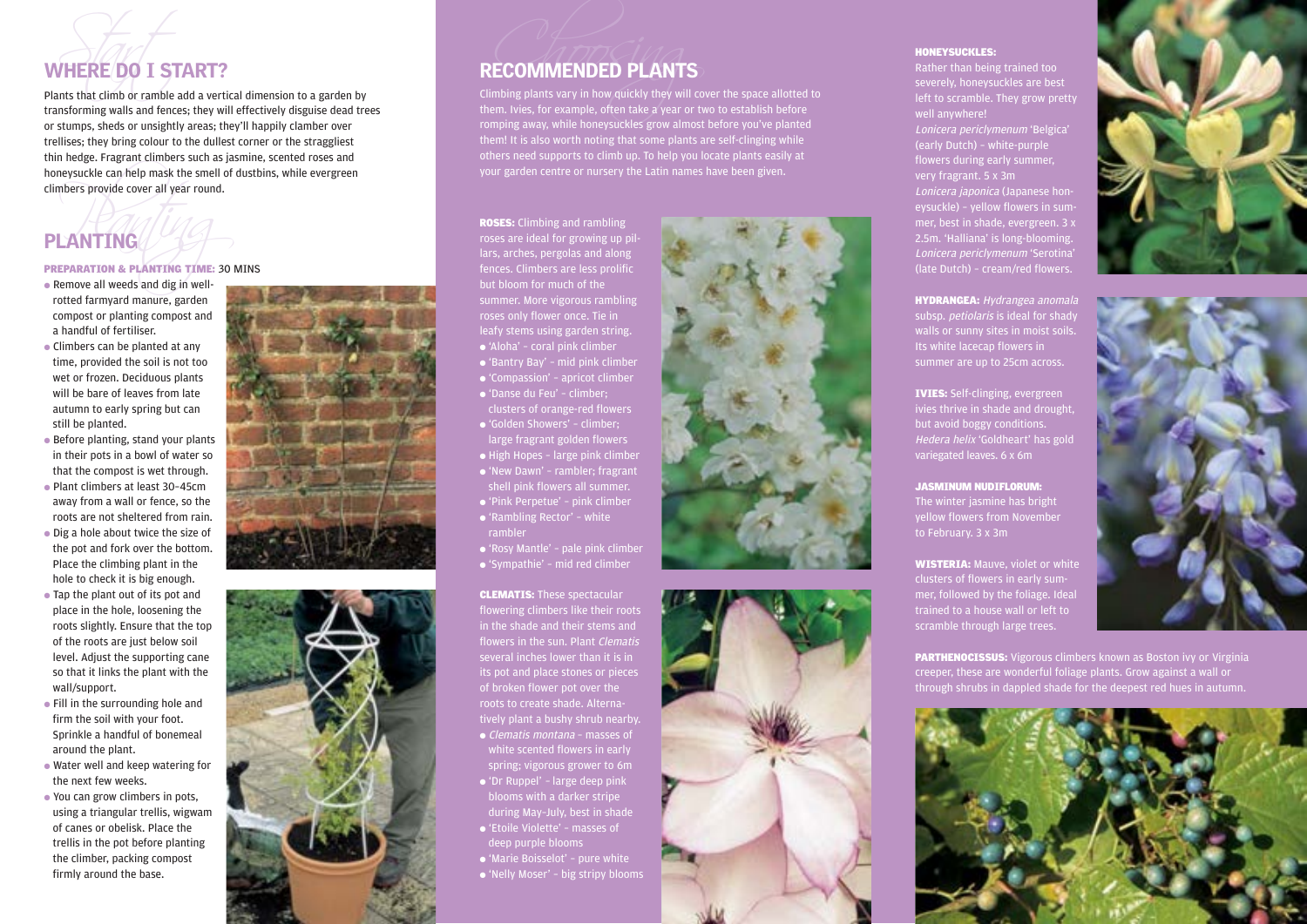## WHERE DO I START?

Plants that climb or ramble add a vertical dimension to a garden by transforming walls and fences; they will effectively disguise dead trees or stumps, sheds or unsightly areas; they'll happily clamber over trellises; they bring colour to the dullest corner or the straggliest thin hedge. Fragrant climbers such as jasmine, scented roses and honeysuckle can help mask the smell of dustbins, while evergreen climbers provide cover all year round.

## PLANTING

**PREPARATION & PLANTING TIME:** 30 MINS

- Remove all weeds and dig in well-rotted farmyard manure, garden compost or planting compost and a handful of fertiliser.
- Climbers can be planted at any time, provided the soil is not too wet or frozen. Deciduous plants will be bare of leaves from late autumn to early spring but can still be planted.
- Before planting, stand your plants in their pots in a bowl of water so that the compost is wet through.
- Plant climbers at least 30–45cm away from a wall or fence, so the roots are not sheltered from rain.
- Dig a hole about twice the size of the pot and fork over the bottom. Place the climbing plant in the hole to check it is big enough.
- Tap the plant out of its pot and place in the hole, loosening the roots slightly. Ensure that the top of the roots are just below soil level. Adjust the supporting cane so that it links the plant with the wall/support.
- Fill in the surrounding hole and firm the soil with your foot. Sprinkle a handful of bonemeal around the plant.
- Water well and keep watering for the next few weeks.
- You can grow climbers in pots, using a triangular trellis, wigwam of canes or obelisk. Place the trellis in the pot before planting the climber, packing compost firmly around the base.

## RECOMMENDED PLANTS

Climbing plants vary in how quickly they will cover the space allotted to them. Ivies, for example, often take a year or two to establish before romping away, while honeysuckles grow almost before you've planted them! It is also worth noting that some plants are self-clinging while others need supports to climb up. To help you locate plants easily at your garden centre or nursery the Latin names have been given.

**ROSES:** Climbing and rambling roses are ideal for growing up pillars, arches, pergolas and along fences. Climbers are less prolific but bloom for much of the summer. More vigorous rambling roses only flower once. Tie in leafy stems using garden string.

- 'Aloha' – coral pink climber
- 'Bantry Bay' – mid pink climber
- 'Compassion' – apricot climber
- 'Danse du Feu' – climber; clusters of orange-red flowers
- 'Golden Showers' – climber; large fragrant golden flowers
- High Hopes – large pink climber
- 'New Dawn' – rambler; fragrant shell pink flowers all summer.
- 'Pink Perpetue' – pink climber
- 'Rambling Rector' – white rambler
- 'Rosy Mantle' – pale pink climber
- 'Sympathie' – mid red climber

**CLEMATIS:** These spectacular flowering climbers like their roots in the shade and their stems and flowers in the sun. Plant *Clematis* several inches lower than it is in its pot and place stones or pieces of broken flower pot over the roots to create shade. Alternatively plant a bushy shrub nearby.

- *Clematis montana* – masses of white scented flowers in early spring; vigorous grower to 6m
- 'Dr Ruppel' – large deep pink blooms with a darker stripe during May–July, best in shade
- 'Etoile Violette' – masses of deep purple blooms
- 'Marie Boisselot' – pure white
- 'Nelly Moser' – big stripy blooms

**HONEYSUCKLES:**
Rather than being trained too severely, honeysuckles are best left to scramble. They grow pretty well anywhere!
*Lonicera periclymenum* 'Belgica' (early Dutch) – white-purple flowers during early summer, very fragrant. 5 x 3m
*Lonicera japonica* (Japanese honeysuckle) – yellow flowers in summer, best in shade, evergreen. 3 x 2.5m. 'Halliana' is long-blooming.
*Lonicera periclymenum* 'Serotina' (late Dutch) – cream/red flowers.

**HYDRANGEA:** *Hydrangea anomala* subsp. *petiolaris* is ideal for shady walls or sunny sites in moist soils. Its white lacecap flowers in summer are up to 25cm across.

**IVIES:** Self-clinging, evergreen ivies thrive in shade and drought, but avoid boggy conditions. *Hedera helix* 'Goldheart' has gold variegated leaves. 6 x 6m

**JASMINUM NUDIFLORUM:**
The winter jasmine has bright yellow flowers from November to February. 3 x 3m

**WISTERIA:** Mauve, violet or white clusters of flowers in early summer, followed by the foliage. Ideal trained to a house wall or left to scramble through large trees.

**PARTHENOCISSUS:** Vigorous climbers known as Boston ivy or Virginia creeper, these are wonderful foliage plants. Grow against a wall or through shrubs in dappled shade for the deepest red hues in autumn.